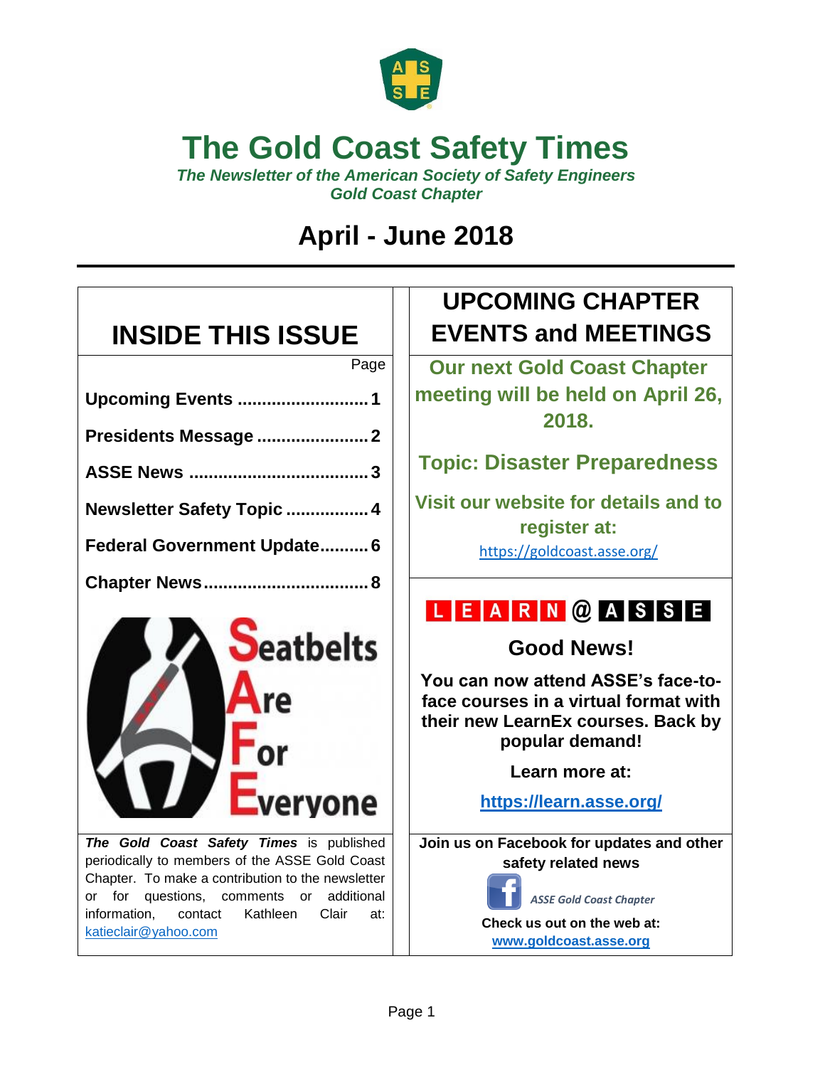# The Gold Coast Safety Times

*The Newsletter of the American Society of Safety Engineers Gold Coast Chapter*

## April - June 2018

## INSIDE THIS ISSUE

| | Page |
|---|---|
| **Upcoming Events** | **1** |
| **Presidents Message** | **2** |
| **ASSE News** | **3** |
| **Newsletter Safety Topic** | **4** |
| **Federal Government Update** | **6** |
| **Chapter News** | **8** |

Seatbelts Are For Everyone

***The Gold Coast Safety Times*** is published periodically to members of the ASSE Gold Coast Chapter. To make a contribution to the newsletter or for questions, comments or additional information, contact Kathleen Clair at: katieclair@yahoo.com

## UPCOMING CHAPTER EVENTS and MEETINGS

**Our next Gold Coast Chapter meeting will be held on April 26, 2018.**

**Topic: Disaster Preparedness**

**Visit our website for details and to register at:**

https://goldcoast.asse.org/

**LEARN @ ASSE**

### Good News!

**You can now attend ASSE's face-to-face courses in a virtual format with their new LearnEx courses. Back by popular demand!**

**Learn more at:**

**https://learn.asse.org/**

**Join us on Facebook for updates and other safety related news**

*ASSE Gold Coast Chapter*

**Check us out on the web at:**

**www.goldcoast.asse.org**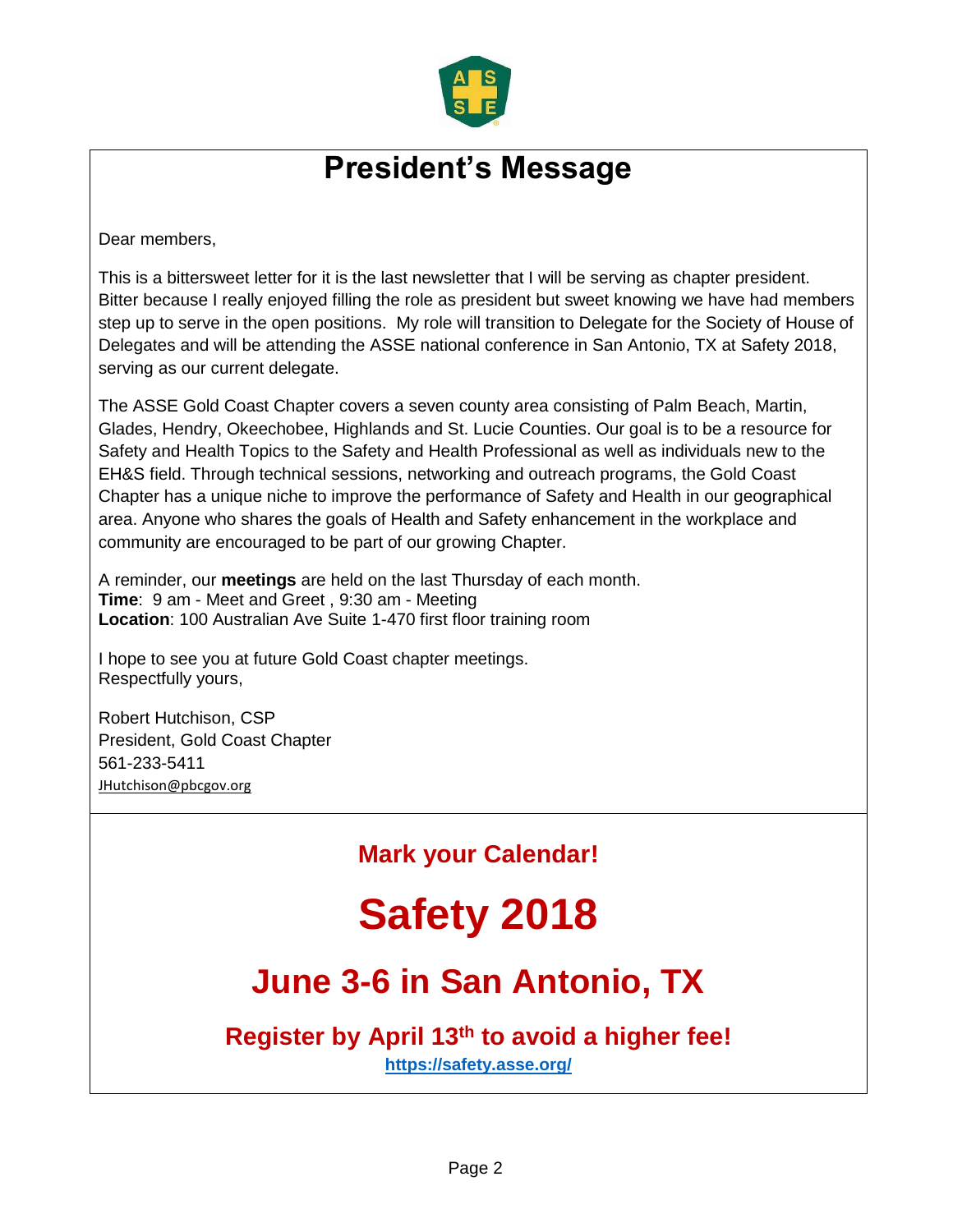# President's Message

Dear members,

This is a bittersweet letter for it is the last newsletter that I will be serving as chapter president. Bitter because I really enjoyed filling the role as president but sweet knowing we have had members step up to serve in the open positions. My role will transition to Delegate for the Society of House of Delegates and will be attending the ASSE national conference in San Antonio, TX at Safety 2018, serving as our current delegate.

The ASSE Gold Coast Chapter covers a seven county area consisting of Palm Beach, Martin, Glades, Hendry, Okeechobee, Highlands and St. Lucie Counties. Our goal is to be a resource for Safety and Health Topics to the Safety and Health Professional as well as individuals new to the EH&S field. Through technical sessions, networking and outreach programs, the Gold Coast Chapter has a unique niche to improve the performance of Safety and Health in our geographical area. Anyone who shares the goals of Health and Safety enhancement in the workplace and community are encouraged to be part of our growing Chapter.

A reminder, our **meetings** are held on the last Thursday of each month.
**Time**: 9 am - Meet and Greet , 9:30 am - Meeting
**Location**: 100 Australian Ave Suite 1-470 first floor training room

I hope to see you at future Gold Coast chapter meetings.
Respectfully yours,

Robert Hutchison, CSP
President, Gold Coast Chapter
561-233-5411
JHutchison@pbcgov.org

## Mark your Calendar!

# Safety 2018

## June 3-6 in San Antonio, TX

### Register by April 13th to avoid a higher fee!

**https://safety.asse.org/**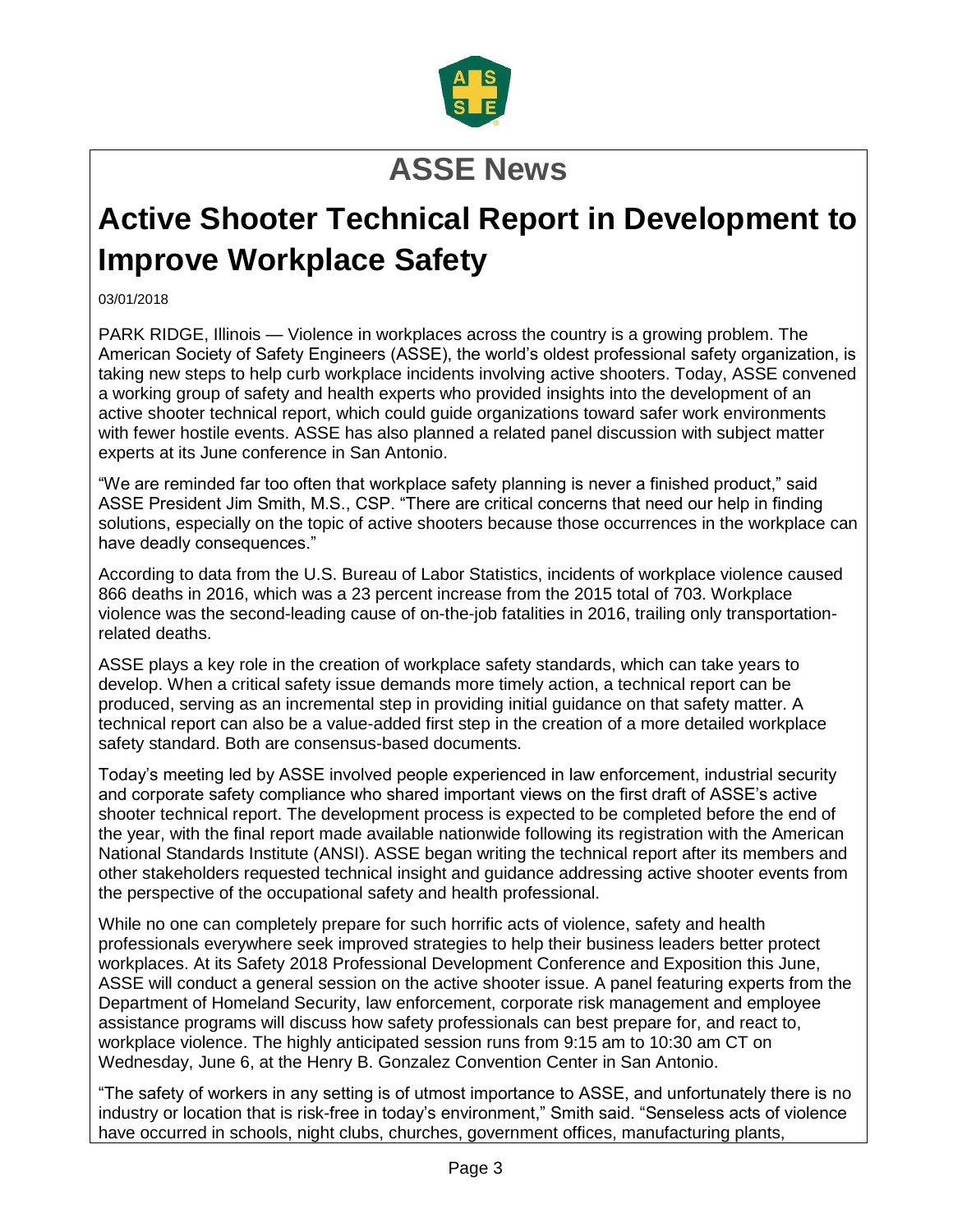# ASSE News

## Active Shooter Technical Report in Development to Improve Workplace Safety

03/01/2018

PARK RIDGE, Illinois — Violence in workplaces across the country is a growing problem. The American Society of Safety Engineers (ASSE), the world's oldest professional safety organization, is taking new steps to help curb workplace incidents involving active shooters. Today, ASSE convened a working group of safety and health experts who provided insights into the development of an active shooter technical report, which could guide organizations toward safer work environments with fewer hostile events. ASSE has also planned a related panel discussion with subject matter experts at its June conference in San Antonio.

"We are reminded far too often that workplace safety planning is never a finished product," said ASSE President Jim Smith, M.S., CSP. "There are critical concerns that need our help in finding solutions, especially on the topic of active shooters because those occurrences in the workplace can have deadly consequences."

According to data from the U.S. Bureau of Labor Statistics, incidents of workplace violence caused 866 deaths in 2016, which was a 23 percent increase from the 2015 total of 703. Workplace violence was the second-leading cause of on-the-job fatalities in 2016, trailing only transportation-related deaths.

ASSE plays a key role in the creation of workplace safety standards, which can take years to develop. When a critical safety issue demands more timely action, a technical report can be produced, serving as an incremental step in providing initial guidance on that safety matter. A technical report can also be a value-added first step in the creation of a more detailed workplace safety standard. Both are consensus-based documents.

Today's meeting led by ASSE involved people experienced in law enforcement, industrial security and corporate safety compliance who shared important views on the first draft of ASSE's active shooter technical report. The development process is expected to be completed before the end of the year, with the final report made available nationwide following its registration with the American National Standards Institute (ANSI). ASSE began writing the technical report after its members and other stakeholders requested technical insight and guidance addressing active shooter events from the perspective of the occupational safety and health professional.

While no one can completely prepare for such horrific acts of violence, safety and health professionals everywhere seek improved strategies to help their business leaders better protect workplaces. At its Safety 2018 Professional Development Conference and Exposition this June, ASSE will conduct a general session on the active shooter issue. A panel featuring experts from the Department of Homeland Security, law enforcement, corporate risk management and employee assistance programs will discuss how safety professionals can best prepare for, and react to, workplace violence. The highly anticipated session runs from 9:15 am to 10:30 am CT on Wednesday, June 6, at the Henry B. Gonzalez Convention Center in San Antonio.

"The safety of workers in any setting is of utmost importance to ASSE, and unfortunately there is no industry or location that is risk-free in today's environment," Smith said. "Senseless acts of violence have occurred in schools, night clubs, churches, government offices, manufacturing plants,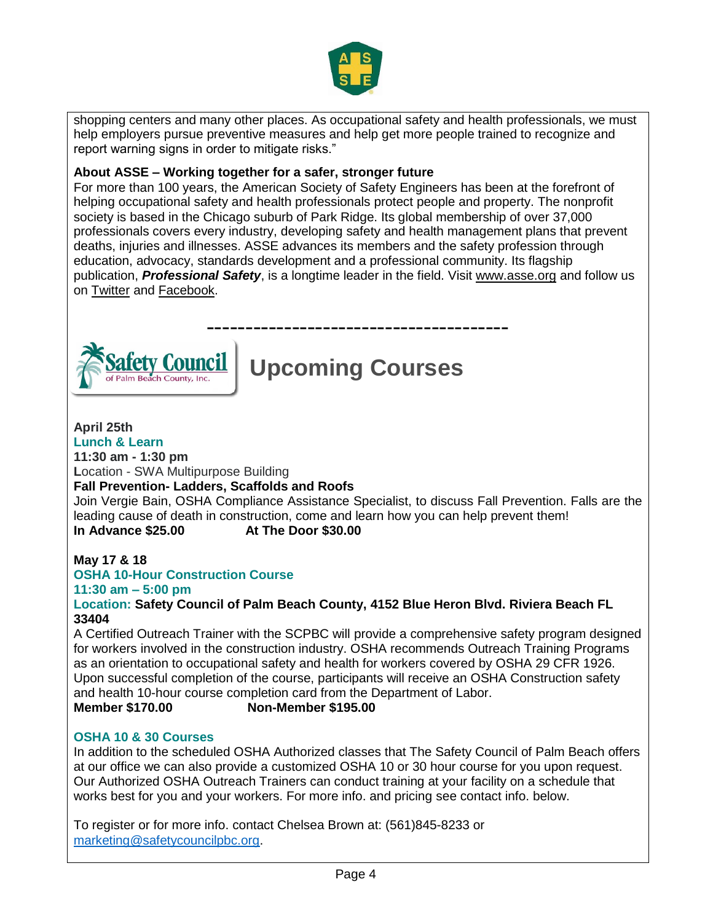shopping centers and many other places. As occupational safety and health professionals, we must help employers pursue preventive measures and help get more people trained to recognize and report warning signs in order to mitigate risks."

**About ASSE – Working together for a safer, stronger future**

For more than 100 years, the American Society of Safety Engineers has been at the forefront of helping occupational safety and health professionals protect people and property. The nonprofit society is based in the Chicago suburb of Park Ridge. Its global membership of over 37,000 professionals covers every industry, developing safety and health management plans that prevent deaths, injuries and illnesses. ASSE advances its members and the safety profession through education, advocacy, standards development and a professional community. Its flagship publication, ***Professional Safety***, is a longtime leader in the field. Visit www.asse.org and follow us on Twitter and Facebook.

---

# Upcoming Courses

**April 25th**

**Lunch & Learn**

**11:30 am - 1:30 pm**

Location - SWA Multipurpose Building

**Fall Prevention- Ladders, Scaffolds and Roofs**

Join Vergie Bain, OSHA Compliance Assistance Specialist, to discuss Fall Prevention. Falls are the leading cause of death in construction, come and learn how you can help prevent them!

**In Advance $25.00** **At The Door $30.00**

**May 17 & 18**

**OSHA 10-Hour Construction Course**

**11:30 am – 5:00 pm**

**Location: Safety Council of Palm Beach County, 4152 Blue Heron Blvd. Riviera Beach FL 33404**

A Certified Outreach Trainer with the SCPBC will provide a comprehensive safety program designed for workers involved in the construction industry. OSHA recommends Outreach Training Programs as an orientation to occupational safety and health for workers covered by OSHA 29 CFR 1926. Upon successful completion of the course, participants will receive an OSHA Construction safety and health 10-hour course completion card from the Department of Labor.

**Member $170.00** **Non-Member $195.00**

**OSHA 10 & 30 Courses**

In addition to the scheduled OSHA Authorized classes that The Safety Council of Palm Beach offers at our office we can also provide a customized OSHA 10 or 30 hour course for you upon request. Our Authorized OSHA Outreach Trainers can conduct training at your facility on a schedule that works best for you and your workers. For more info. and pricing see contact info. below.

To register or for more info. contact Chelsea Brown at: (561)845-8233 or marketing@safetycouncilpbc.org.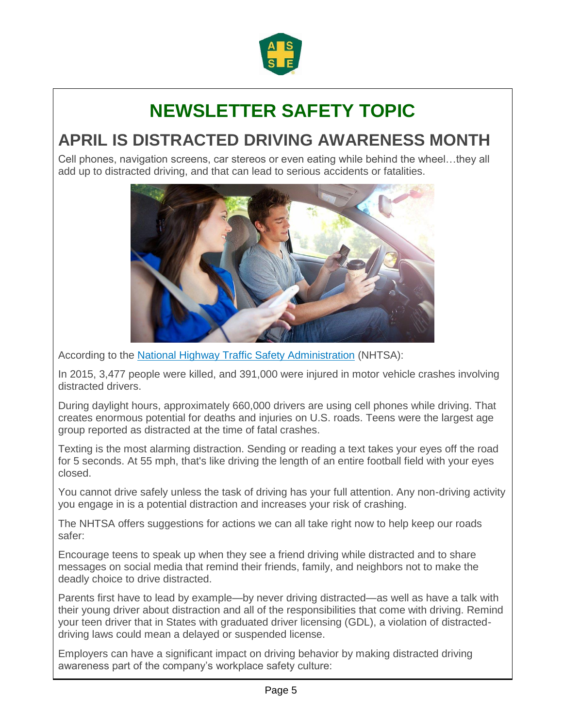# NEWSLETTER SAFETY TOPIC

## APRIL IS DISTRACTED DRIVING AWARENESS MONTH

Cell phones, navigation screens, car stereos or even eating while behind the wheel…they all add up to distracted driving, and that can lead to serious accidents or fatalities.

According to the [National Highway Traffic Safety Administration](#) (NHTSA):

In 2015, 3,477 people were killed, and 391,000 were injured in motor vehicle crashes involving distracted drivers.

During daylight hours, approximately 660,000 drivers are using cell phones while driving. That creates enormous potential for deaths and injuries on U.S. roads. Teens were the largest age group reported as distracted at the time of fatal crashes.

Texting is the most alarming distraction. Sending or reading a text takes your eyes off the road for 5 seconds. At 55 mph, that's like driving the length of an entire football field with your eyes closed.

You cannot drive safely unless the task of driving has your full attention. Any non-driving activity you engage in is a potential distraction and increases your risk of crashing.

The NHTSA offers suggestions for actions we can all take right now to help keep our roads safer:

Encourage teens to speak up when they see a friend driving while distracted and to share messages on social media that remind their friends, family, and neighbors not to make the deadly choice to drive distracted.

Parents first have to lead by example—by never driving distracted—as well as have a talk with their young driver about distraction and all of the responsibilities that come with driving. Remind your teen driver that in States with graduated driver licensing (GDL), a violation of distracted-driving laws could mean a delayed or suspended license.

Employers can have a significant impact on driving behavior by making distracted driving awareness part of the company's workplace safety culture: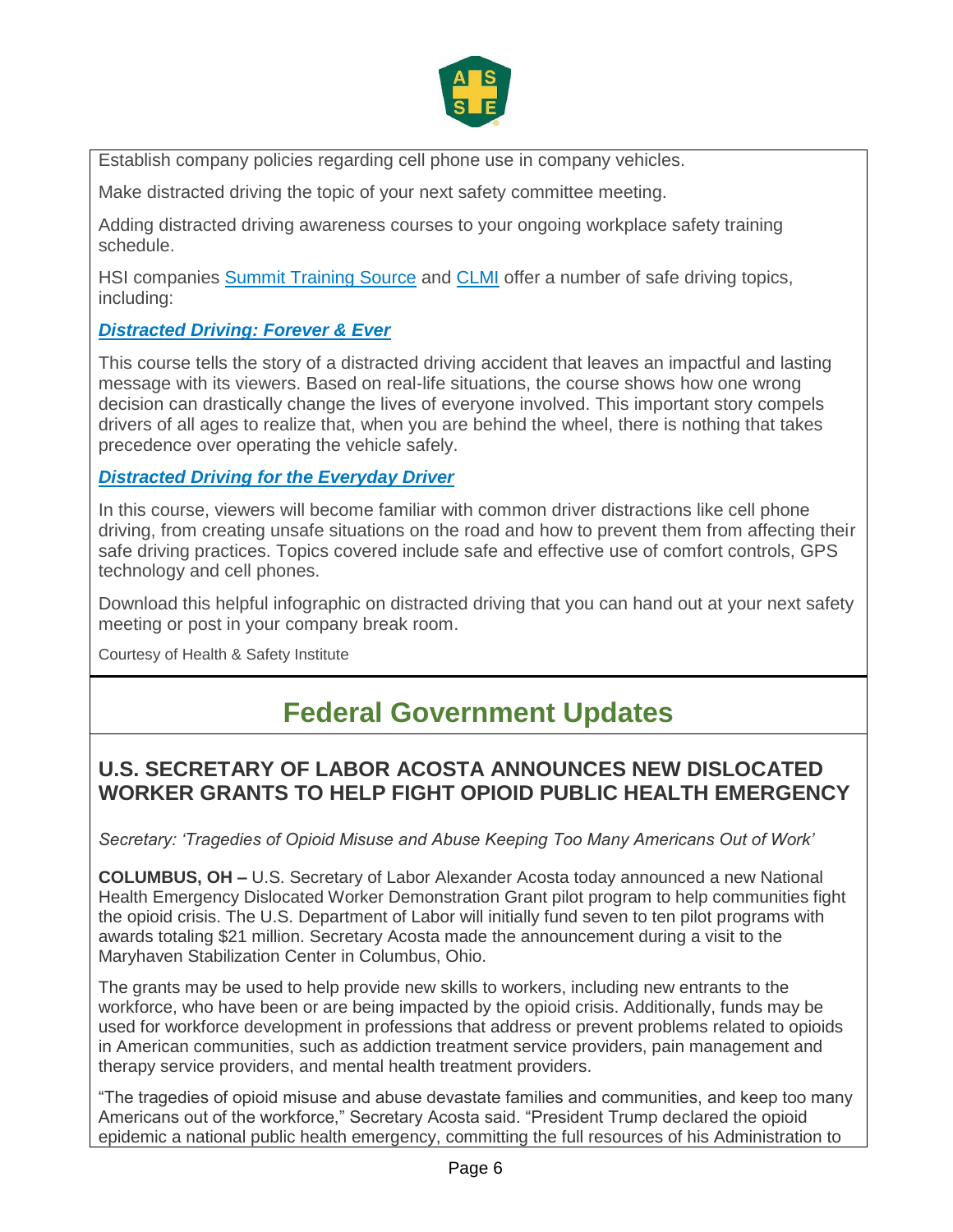Establish company policies regarding cell phone use in company vehicles.

Make distracted driving the topic of your next safety committee meeting.

Adding distracted driving awareness courses to your ongoing workplace safety training schedule.

HSI companies Summit Training Source and CLMI offer a number of safe driving topics, including:

***Distracted Driving: Forever & Ever***

This course tells the story of a distracted driving accident that leaves an impactful and lasting message with its viewers. Based on real-life situations, the course shows how one wrong decision can drastically change the lives of everyone involved. This important story compels drivers of all ages to realize that, when you are behind the wheel, there is nothing that takes precedence over operating the vehicle safely.

***Distracted Driving for the Everyday Driver***

In this course, viewers will become familiar with common driver distractions like cell phone driving, from creating unsafe situations on the road and how to prevent them from affecting their safe driving practices. Topics covered include safe and effective use of comfort controls, GPS technology and cell phones.

Download this helpful infographic on distracted driving that you can hand out at your next safety meeting or post in your company break room.

Courtesy of Health & Safety Institute

# Federal Government Updates

## U.S. SECRETARY OF LABOR ACOSTA ANNOUNCES NEW DISLOCATED WORKER GRANTS TO HELP FIGHT OPIOID PUBLIC HEALTH EMERGENCY

*Secretary: 'Tragedies of Opioid Misuse and Abuse Keeping Too Many Americans Out of Work'*

**COLUMBUS, OH –** U.S. Secretary of Labor Alexander Acosta today announced a new National Health Emergency Dislocated Worker Demonstration Grant pilot program to help communities fight the opioid crisis. The U.S. Department of Labor will initially fund seven to ten pilot programs with awards totaling $21 million. Secretary Acosta made the announcement during a visit to the Maryhaven Stabilization Center in Columbus, Ohio.

The grants may be used to help provide new skills to workers, including new entrants to the workforce, who have been or are being impacted by the opioid crisis. Additionally, funds may be used for workforce development in professions that address or prevent problems related to opioids in American communities, such as addiction treatment service providers, pain management and therapy service providers, and mental health treatment providers.

"The tragedies of opioid misuse and abuse devastate families and communities, and keep too many Americans out of the workforce," Secretary Acosta said. "President Trump declared the opioid epidemic a national public health emergency, committing the full resources of his Administration to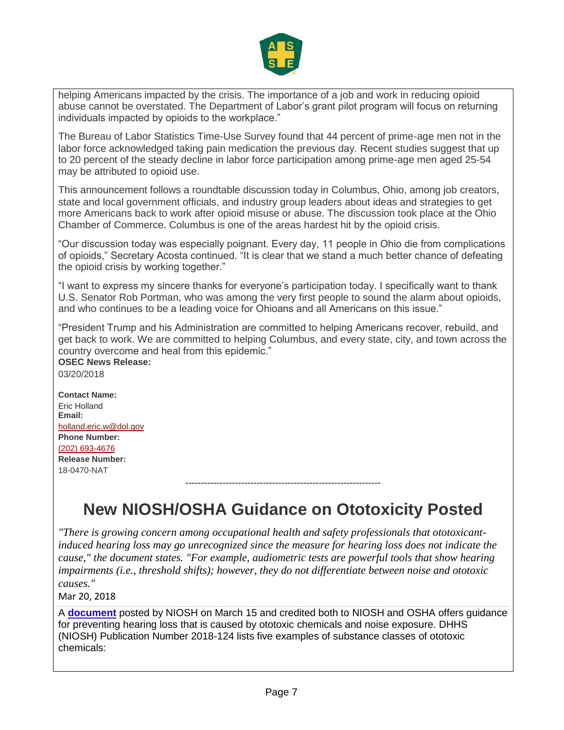helping Americans impacted by the crisis. The importance of a job and work in reducing opioid abuse cannot be overstated. The Department of Labor's grant pilot program will focus on returning individuals impacted by opioids to the workplace."

The Bureau of Labor Statistics Time-Use Survey found that 44 percent of prime-age men not in the labor force acknowledged taking pain medication the previous day. Recent studies suggest that up to 20 percent of the steady decline in labor force participation among prime-age men aged 25-54 may be attributed to opioid use.

This announcement follows a roundtable discussion today in Columbus, Ohio, among job creators, state and local government officials, and industry group leaders about ideas and strategies to get more Americans back to work after opioid misuse or abuse. The discussion took place at the Ohio Chamber of Commerce. Columbus is one of the areas hardest hit by the opioid crisis.

"Our discussion today was especially poignant. Every day, 11 people in Ohio die from complications of opioids," Secretary Acosta continued. "It is clear that we stand a much better chance of defeating the opioid crisis by working together."

"I want to express my sincere thanks for everyone's participation today. I specifically want to thank U.S. Senator Rob Portman, who was among the very first people to sound the alarm about opioids, and who continues to be a leading voice for Ohioans and all Americans on this issue."

"President Trump and his Administration are committed to helping Americans recover, rebuild, and get back to work. We are committed to helping Columbus, and every state, city, and town across the country overcome and heal from this epidemic."

**OSEC News Release:**
03/20/2018

**Contact Name:**
Eric Holland
**Email:**
holland.eric.w@dol.gov
**Phone Number:**
(202) 693-4676
**Release Number:**
18-0470-NAT

---------------------------------------------------------------

# New NIOSH/OSHA Guidance on Ototoxicity Posted

*"There is growing concern among occupational health and safety professionals that ototoxicant-induced hearing loss may go unrecognized since the measure for hearing loss does not indicate the cause," the document states. "For example, audiometric tests are powerful tools that show hearing impairments (i.e., threshold shifts); however, they do not differentiate between noise and ototoxic causes."*

Mar 20, 2018

A **document** posted by NIOSH on March 15 and credited both to NIOSH and OSHA offers guidance for preventing hearing loss that is caused by ototoxic chemicals and noise exposure. DHHS (NIOSH) Publication Number 2018-124 lists five examples of substance classes of ototoxic chemicals: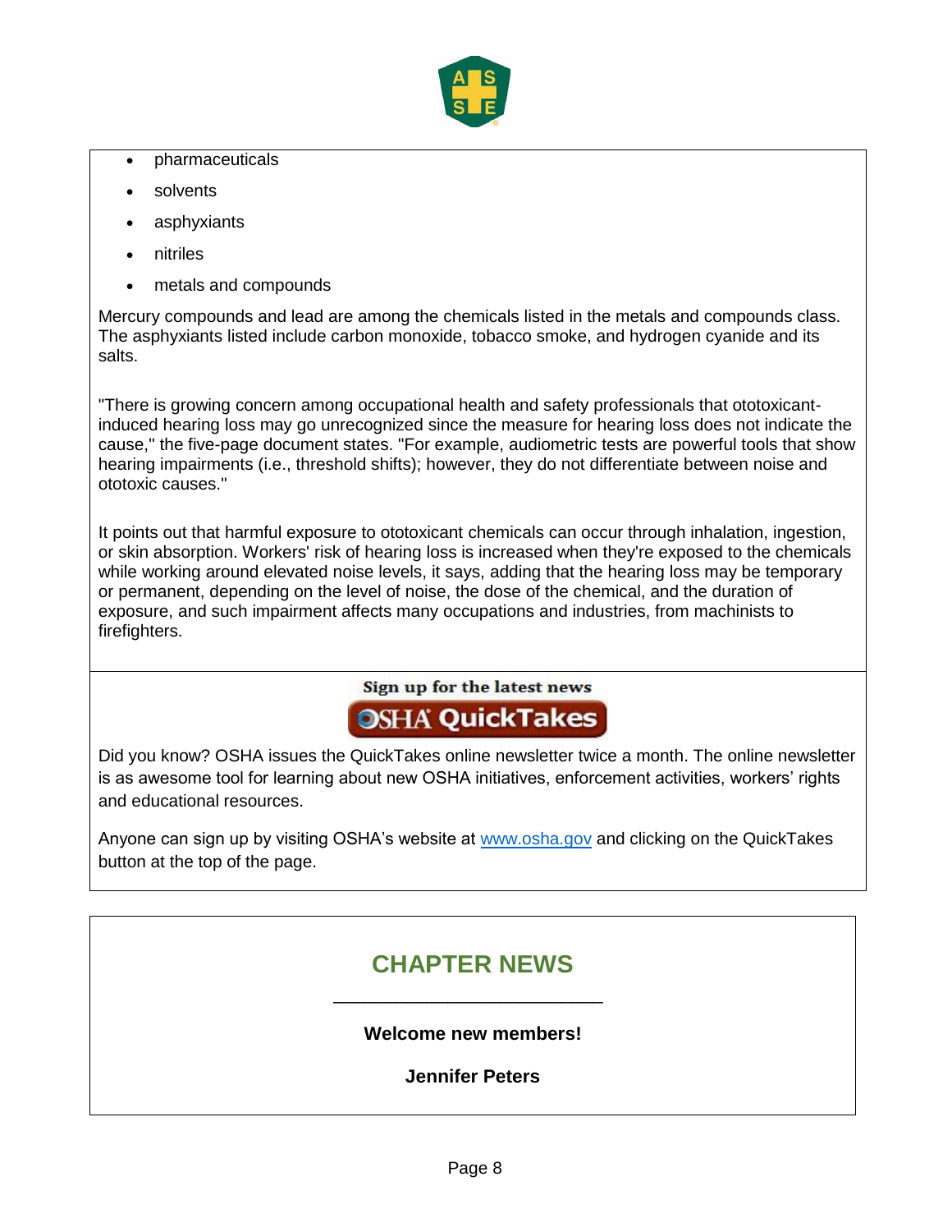- pharmaceuticals
- solvents
- asphyxiants
- nitriles
- metals and compounds

Mercury compounds and lead are among the chemicals listed in the metals and compounds class. The asphyxiants listed include carbon monoxide, tobacco smoke, and hydrogen cyanide and its salts.

"There is growing concern among occupational health and safety professionals that ototoxicant-induced hearing loss may go unrecognized since the measure for hearing loss does not indicate the cause," the five-page document states. "For example, audiometric tests are powerful tools that show hearing impairments (i.e., threshold shifts); however, they do not differentiate between noise and ototoxic causes."

It points out that harmful exposure to ototoxicant chemicals can occur through inhalation, ingestion, or skin absorption. Workers' risk of hearing loss is increased when they're exposed to the chemicals while working around elevated noise levels, it says, adding that the hearing loss may be temporary or permanent, depending on the level of noise, the dose of the chemical, and the duration of exposure, and such impairment affects many occupations and industries, from machinists to firefighters.

**Sign up for the latest news**

**OSHA QuickTakes**

Did you know? OSHA issues the QuickTakes online newsletter twice a month. The online newsletter is as awesome tool for learning about new OSHA initiatives, enforcement activities, workers' rights and educational resources.

Anyone can sign up by visiting OSHA's website at [www.osha.gov](http://www.osha.gov) and clicking on the QuickTakes button at the top of the page.

## CHAPTER NEWS

**Welcome new members!**

**Jennifer Peters**